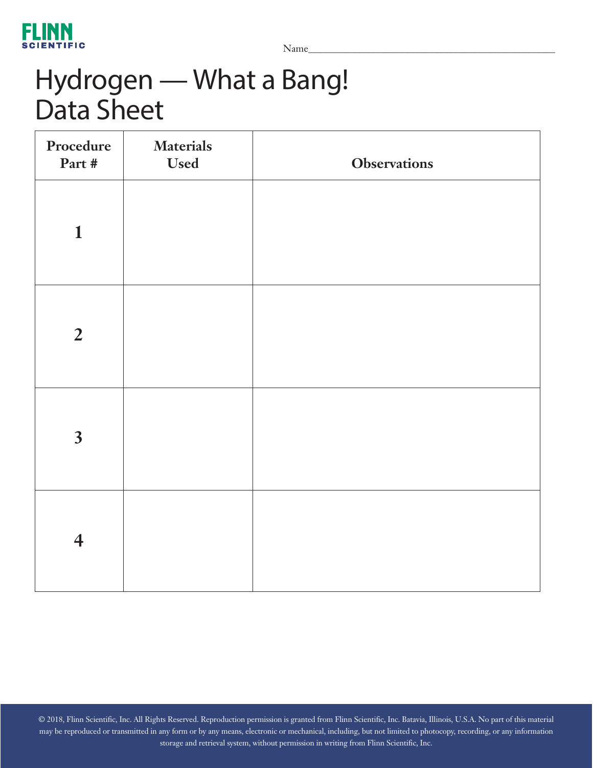Name_______________________________________________

# Hydrogen — What a Bang! Data Sheet

| Procedure Part # | Materials Used | Observations |
|---|---|---|
| 1 | | |
| 2 | | |
| 3 | | |
| 4 | | |

© 2018, Flinn Scientific, Inc. All Rights Reserved. Reproduction permission is granted from Flinn Scientific, Inc. Batavia, Illinois, U.S.A. No part of this material may be reproduced or transmitted in any form or by any means, electronic or mechanical, including, but not limited to photocopy, recording, or any information storage and retrieval system, without permission in writing from Flinn Scientific, Inc.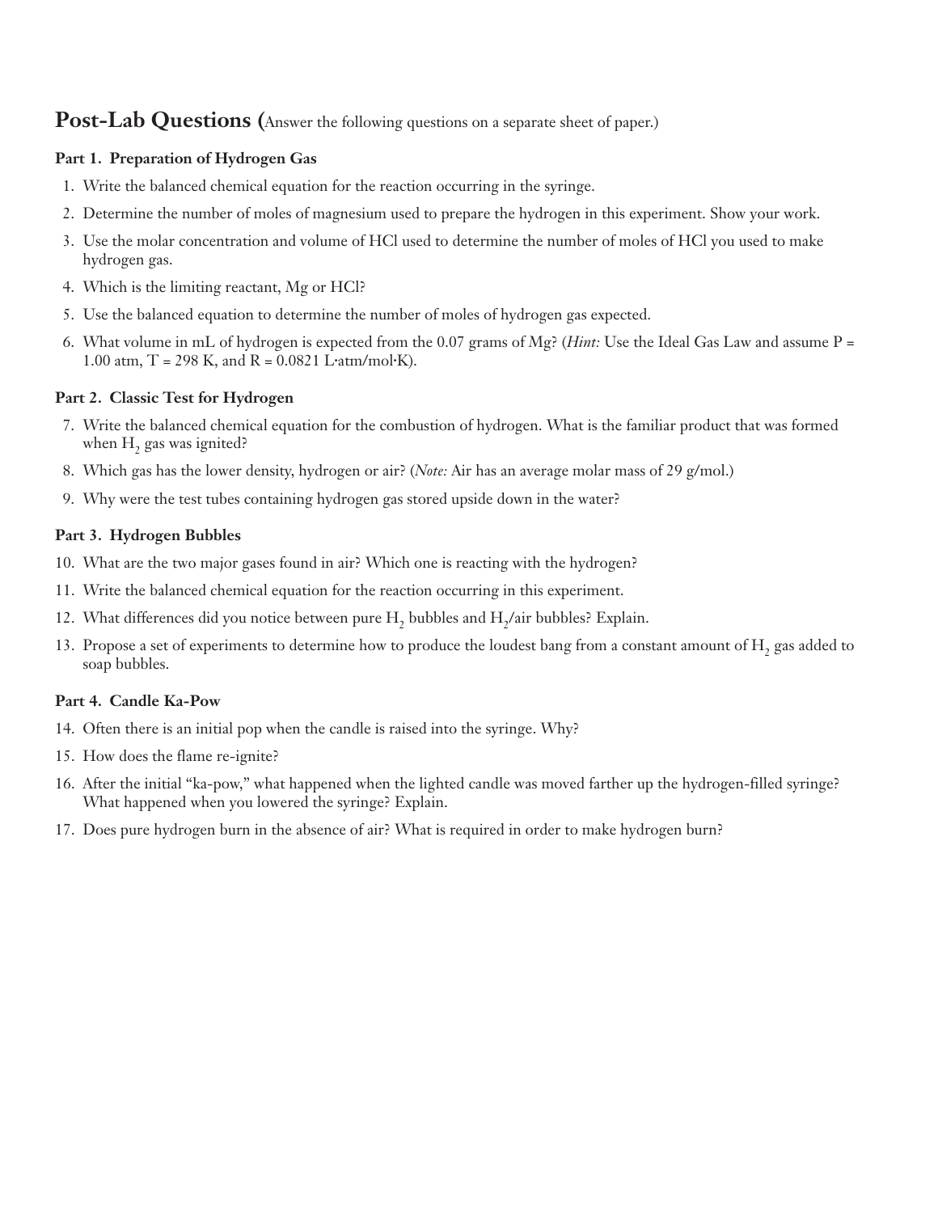## Post-Lab Questions (Answer the following questions on a separate sheet of paper.)

### Part 1. Preparation of Hydrogen Gas

1. Write the balanced chemical equation for the reaction occurring in the syringe.
2. Determine the number of moles of magnesium used to prepare the hydrogen in this experiment. Show your work.
3. Use the molar concentration and volume of HCl used to determine the number of moles of HCl you used to make hydrogen gas.
4. Which is the limiting reactant, Mg or HCl?
5. Use the balanced equation to determine the number of moles of hydrogen gas expected.
6. What volume in mL of hydrogen is expected from the 0.07 grams of Mg? (*Hint:* Use the Ideal Gas Law and assume P = 1.00 atm, T = 298 K, and R = 0.0821 L·atm/mol·K).

### Part 2. Classic Test for Hydrogen

7. Write the balanced chemical equation for the combustion of hydrogen. What is the familiar product that was formed when $H_2$ gas was ignited?
8. Which gas has the lower density, hydrogen or air? (*Note:* Air has an average molar mass of 29 g/mol.)
9. Why were the test tubes containing hydrogen gas stored upside down in the water?

### Part 3. Hydrogen Bubbles

10. What are the two major gases found in air? Which one is reacting with the hydrogen?
11. Write the balanced chemical equation for the reaction occurring in this experiment.
12. What differences did you notice between pure $H_2$ bubbles and $H_2$/air bubbles? Explain.
13. Propose a set of experiments to determine how to produce the loudest bang from a constant amount of $H_2$ gas added to soap bubbles.

### Part 4. Candle Ka-Pow

14. Often there is an initial pop when the candle is raised into the syringe. Why?
15. How does the flame re-ignite?
16. After the initial "ka-pow," what happened when the lighted candle was moved farther up the hydrogen-filled syringe? What happened when you lowered the syringe? Explain.
17. Does pure hydrogen burn in the absence of air? What is required in order to make hydrogen burn?